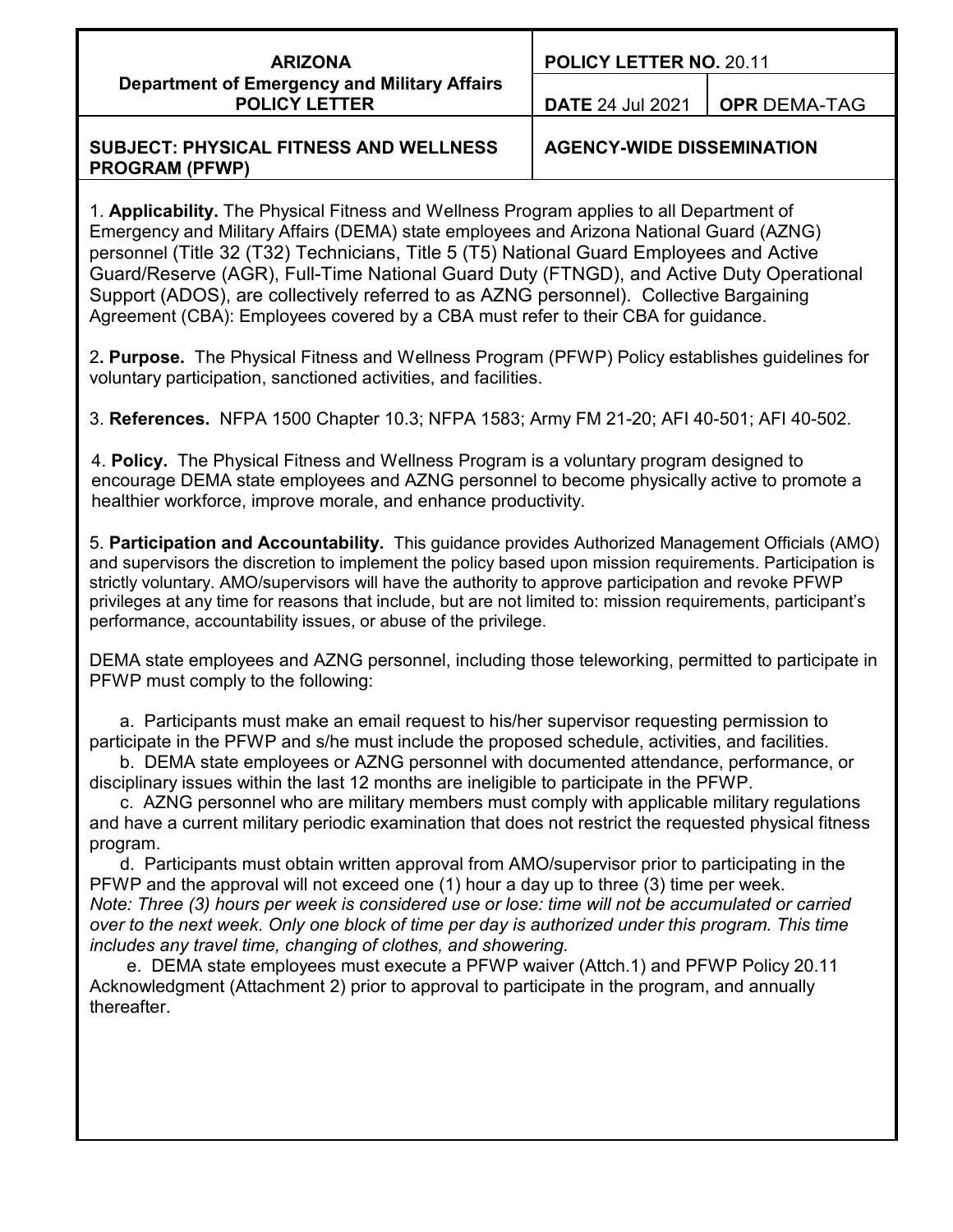| ARIZONA<br>Department of Emergency and Military Affairs<br>POLICY LETTER | POLICY LETTER NO. 20.11 | |
|---|---|---|
| | DATE 24 Jul 2021 | OPR DEMA-TAG |
| SUBJECT: PHYSICAL FITNESS AND WELLNESS PROGRAM (PFWP) | AGENCY-WIDE DISSEMINATION | |

1. **Applicability.** The Physical Fitness and Wellness Program applies to all Department of Emergency and Military Affairs (DEMA) state employees and Arizona National Guard (AZNG) personnel (Title 32 (T32) Technicians, Title 5 (T5) National Guard Employees and Active Guard/Reserve (AGR), Full-Time National Guard Duty (FTNGD), and Active Duty Operational Support (ADOS), are collectively referred to as AZNG personnel). Collective Bargaining Agreement (CBA): Employees covered by a CBA must refer to their CBA for guidance.

2. **Purpose.** The Physical Fitness and Wellness Program (PFWP) Policy establishes guidelines for voluntary participation, sanctioned activities, and facilities.

3. **References.** NFPA 1500 Chapter 10.3; NFPA 1583; Army FM 21-20; AFI 40-501; AFI 40-502.

4. **Policy.** The Physical Fitness and Wellness Program is a voluntary program designed to encourage DEMA state employees and AZNG personnel to become physically active to promote a healthier workforce, improve morale, and enhance productivity.

5. **Participation and Accountability.** This guidance provides Authorized Management Officials (AMO) and supervisors the discretion to implement the policy based upon mission requirements. Participation is strictly voluntary. AMO/supervisors will have the authority to approve participation and revoke PFWP privileges at any time for reasons that include, but are not limited to: mission requirements, participant's performance, accountability issues, or abuse of the privilege.

DEMA state employees and AZNG personnel, including those teleworking, permitted to participate in PFWP must comply to the following:

a. Participants must make an email request to his/her supervisor requesting permission to participate in the PFWP and s/he must include the proposed schedule, activities, and facilities.

b. DEMA state employees or AZNG personnel with documented attendance, performance, or disciplinary issues within the last 12 months are ineligible to participate in the PFWP.

c. AZNG personnel who are military members must comply with applicable military regulations and have a current military periodic examination that does not restrict the requested physical fitness program.

d. Participants must obtain written approval from AMO/supervisor prior to participating in the PFWP and the approval will not exceed one (1) hour a day up to three (3) time per week. *Note: Three (3) hours per week is considered use or lose: time will not be accumulated or carried over to the next week. Only one block of time per day is authorized under this program. This time includes any travel time, changing of clothes, and showering.*

e. DEMA state employees must execute a PFWP waiver (Attch.1) and PFWP Policy 20.11 Acknowledgment (Attachment 2) prior to approval to participate in the program, and annually thereafter.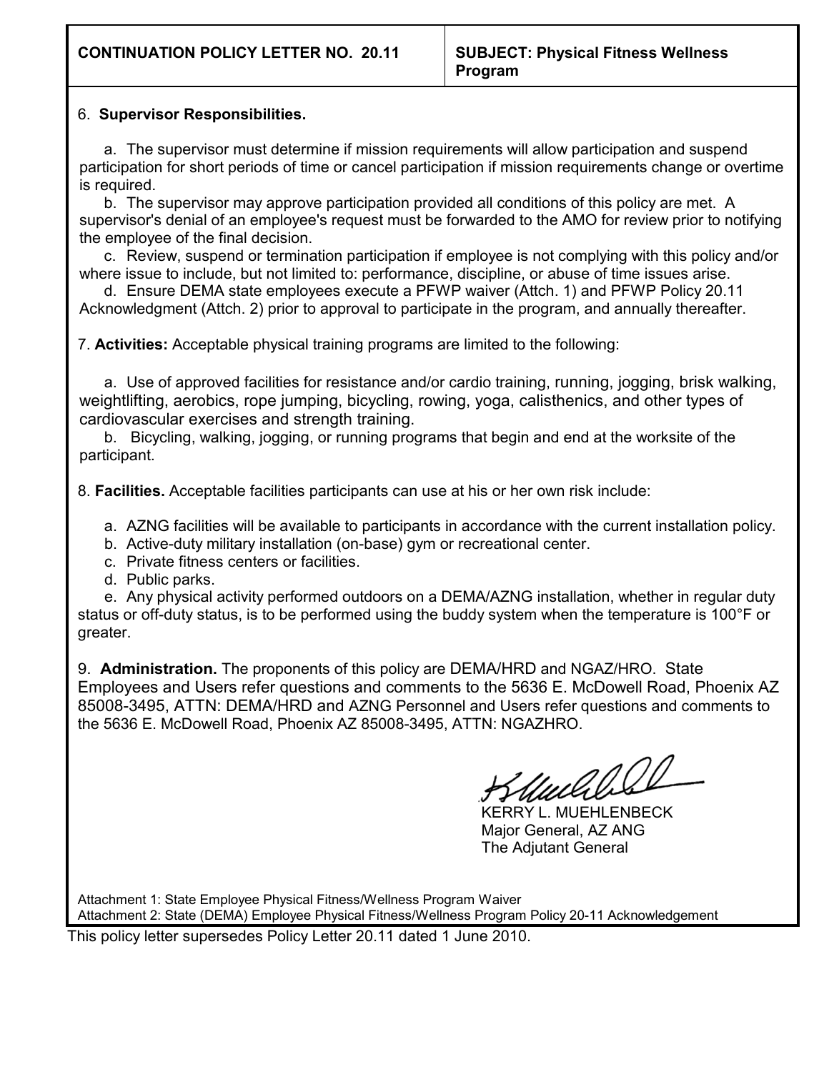| CONTINUATION POLICY LETTER NO. 20.11 | SUBJECT: Physical Fitness Wellness Program |
|---|---|

6. **Supervisor Responsibilities.**

a. The supervisor must determine if mission requirements will allow participation and suspend participation for short periods of time or cancel participation if mission requirements change or overtime is required.

b. The supervisor may approve participation provided all conditions of this policy are met. A supervisor's denial of an employee's request must be forwarded to the AMO for review prior to notifying the employee of the final decision.

c. Review, suspend or termination participation if employee is not complying with this policy and/or where issue to include, but not limited to: performance, discipline, or abuse of time issues arise.

d. Ensure DEMA state employees execute a PFWP waiver (Attch. 1) and PFWP Policy 20.11 Acknowledgment (Attch. 2) prior to approval to participate in the program, and annually thereafter.

7. **Activities:** Acceptable physical training programs are limited to the following:

a. Use of approved facilities for resistance and/or cardio training, running, jogging, brisk walking, weightlifting, aerobics, rope jumping, bicycling, rowing, yoga, calisthenics, and other types of cardiovascular exercises and strength training.

b. Bicycling, walking, jogging, or running programs that begin and end at the worksite of the participant.

8. **Facilities.** Acceptable facilities participants can use at his or her own risk include:

a. AZNG facilities will be available to participants in accordance with the current installation policy.
b. Active-duty military installation (on-base) gym or recreational center.
c. Private fitness centers or facilities.
d. Public parks.
e. Any physical activity performed outdoors on a DEMA/AZNG installation, whether in regular duty status or off-duty status, is to be performed using the buddy system when the temperature is 100°F or greater.

9. **Administration.** The proponents of this policy are DEMA/HRD and NGAZ/HRO. State Employees and Users refer questions and comments to the 5636 E. McDowell Road, Phoenix AZ 85008-3495, ATTN: DEMA/HRD and AZNG Personnel and Users refer questions and comments to the 5636 E. McDowell Road, Phoenix AZ 85008-3495, ATTN: NGAZHRO.

KERRY L. MUEHLENBECK
Major General, AZ ANG
The Adjutant General

Attachment 1: State Employee Physical Fitness/Wellness Program Waiver
Attachment 2: State (DEMA) Employee Physical Fitness/Wellness Program Policy 20-11 Acknowledgement

This policy letter supersedes Policy Letter 20.11 dated 1 June 2010.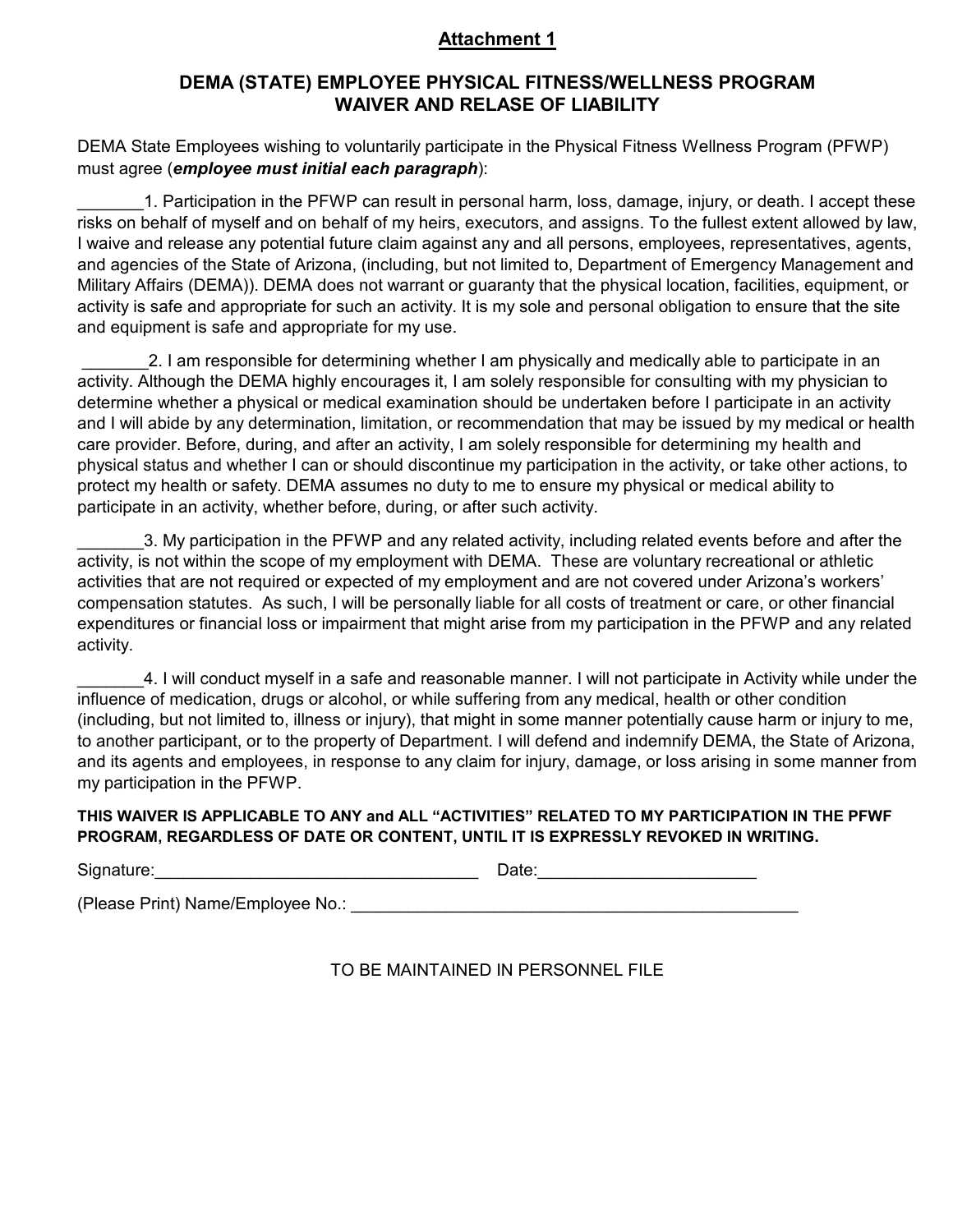**Attachment 1**

## DEMA (STATE) EMPLOYEE PHYSICAL FITNESS/WELLNESS PROGRAM WAIVER AND RELASE OF LIABILITY

DEMA State Employees wishing to voluntarily participate in the Physical Fitness Wellness Program (PFWP) must agree (***employee must initial each paragraph***):

_______1. Participation in the PFWP can result in personal harm, loss, damage, injury, or death. I accept these risks on behalf of myself and on behalf of my heirs, executors, and assigns. To the fullest extent allowed by law, I waive and release any potential future claim against any and all persons, employees, representatives, agents, and agencies of the State of Arizona, (including, but not limited to, Department of Emergency Management and Military Affairs (DEMA)). DEMA does not warrant or guaranty that the physical location, facilities, equipment, or activity is safe and appropriate for such an activity. It is my sole and personal obligation to ensure that the site and equipment is safe and appropriate for my use.

_______2. I am responsible for determining whether I am physically and medically able to participate in an activity. Although the DEMA highly encourages it, I am solely responsible for consulting with my physician to determine whether a physical or medical examination should be undertaken before I participate in an activity and I will abide by any determination, limitation, or recommendation that may be issued by my medical or health care provider. Before, during, and after an activity, I am solely responsible for determining my health and physical status and whether I can or should discontinue my participation in the activity, or take other actions, to protect my health or safety. DEMA assumes no duty to me to ensure my physical or medical ability to participate in an activity, whether before, during, or after such activity.

_______3. My participation in the PFWP and any related activity, including related events before and after the activity, is not within the scope of my employment with DEMA. These are voluntary recreational or athletic activities that are not required or expected of my employment and are not covered under Arizona's workers' compensation statutes. As such, I will be personally liable for all costs of treatment or care, or other financial expenditures or financial loss or impairment that might arise from my participation in the PFWP and any related activity.

_______4. I will conduct myself in a safe and reasonable manner. I will not participate in Activity while under the influence of medication, drugs or alcohol, or while suffering from any medical, health or other condition (including, but not limited to, illness or injury), that might in some manner potentially cause harm or injury to me, to another participant, or to the property of Department. I will defend and indemnify DEMA, the State of Arizona, and its agents and employees, in response to any claim for injury, damage, or loss arising in some manner from my participation in the PFWP.

**THIS WAIVER IS APPLICABLE TO ANY and ALL "ACTIVITIES" RELATED TO MY PARTICIPATION IN THE PFWF PROGRAM, REGARDLESS OF DATE OR CONTENT, UNTIL IT IS EXPRESSLY REVOKED IN WRITING.**

Signature:___________________________________ Date:_______________________

(Please Print) Name/Employee No.: __________________________________________________

TO BE MAINTAINED IN PERSONNEL FILE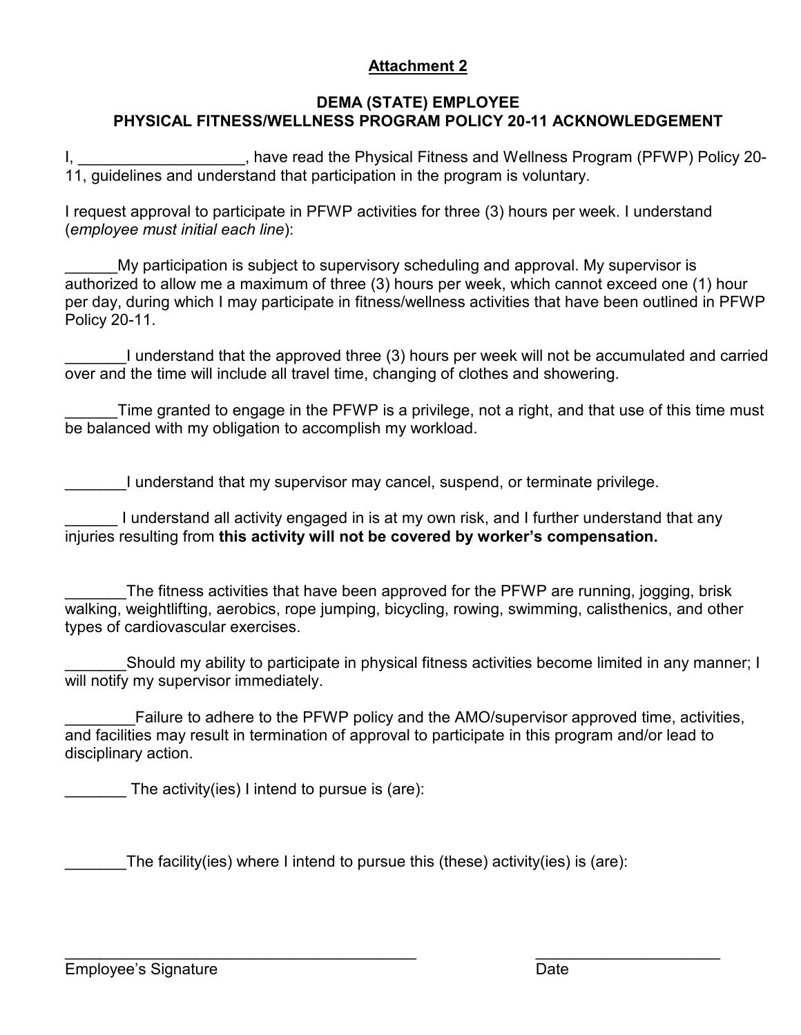**Attachment 2**

**DEMA (STATE) EMPLOYEE**
**PHYSICAL FITNESS/WELLNESS PROGRAM POLICY 20-11 ACKNOWLEDGEMENT**

I, ___________________, have read the Physical Fitness and Wellness Program (PFWP) Policy 20-11, guidelines and understand that participation in the program is voluntary.

I request approval to participate in PFWP activities for three (3) hours per week. I understand (*employee must initial each line*):

______My participation is subject to supervisory scheduling and approval. My supervisor is authorized to allow me a maximum of three (3) hours per week, which cannot exceed one (1) hour per day, during which I may participate in fitness/wellness activities that have been outlined in PFWP Policy 20-11.

_______I understand that the approved three (3) hours per week will not be accumulated and carried over and the time will include all travel time, changing of clothes and showering.

______Time granted to engage in the PFWP is a privilege, not a right, and that use of this time must be balanced with my obligation to accomplish my workload.

_______I understand that my supervisor may cancel, suspend, or terminate privilege.

______ I understand all activity engaged in is at my own risk, and I further understand that any injuries resulting from **this activity will not be covered by worker's compensation.**

_______The fitness activities that have been approved for the PFWP are running, jogging, brisk walking, weightlifting, aerobics, rope jumping, bicycling, rowing, swimming, calisthenics, and other types of cardiovascular exercises.

_______Should my ability to participate in physical fitness activities become limited in any manner; I will notify my supervisor immediately.

________Failure to adhere to the PFWP policy and the AMO/supervisor approved time, activities, and facilities may result in termination of approval to participate in this program and/or lead to disciplinary action.

_______ The activity(ies) I intend to pursue is (are):

_______The facility(ies) where I intend to pursue this (these) activity(ies) is (are):

_________________________________________ _____________________
Employee's Signature Date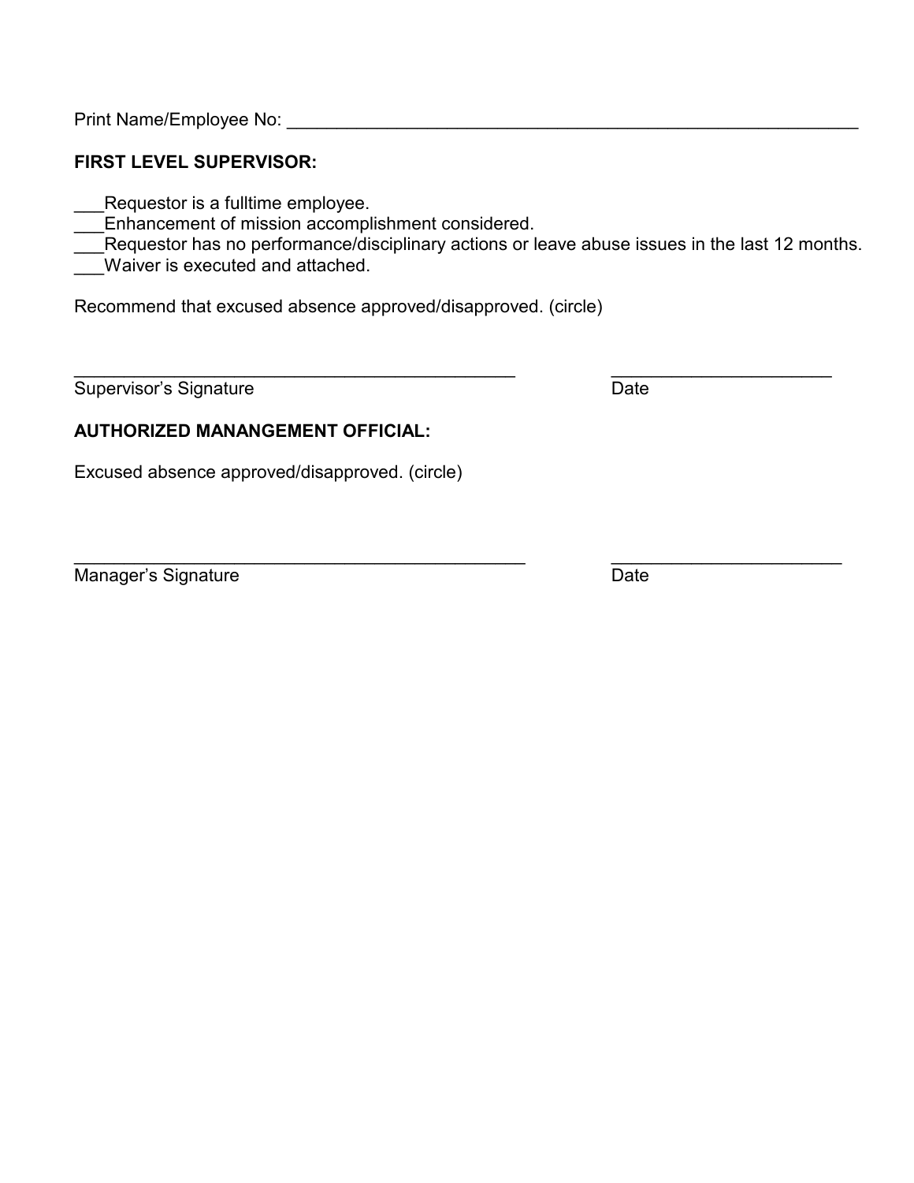Print Name/Employee No: ____________________________________________________________

**FIRST LEVEL SUPERVISOR:**

___Requestor is a fulltime employee.
___Enhancement of mission accomplishment considered.
___Requestor has no performance/disciplinary actions or leave abuse issues in the last 12 months.
___Waiver is executed and attached.

Recommend that excused absence approved/disapproved. (circle)

_______________________________________________ ______________________
Supervisor's Signature Date

**AUTHORIZED MANANGEMENT OFFICIAL:**

Excused absence approved/disapproved. (circle)

_______________________________________________ ______________________
Manager's Signature Date